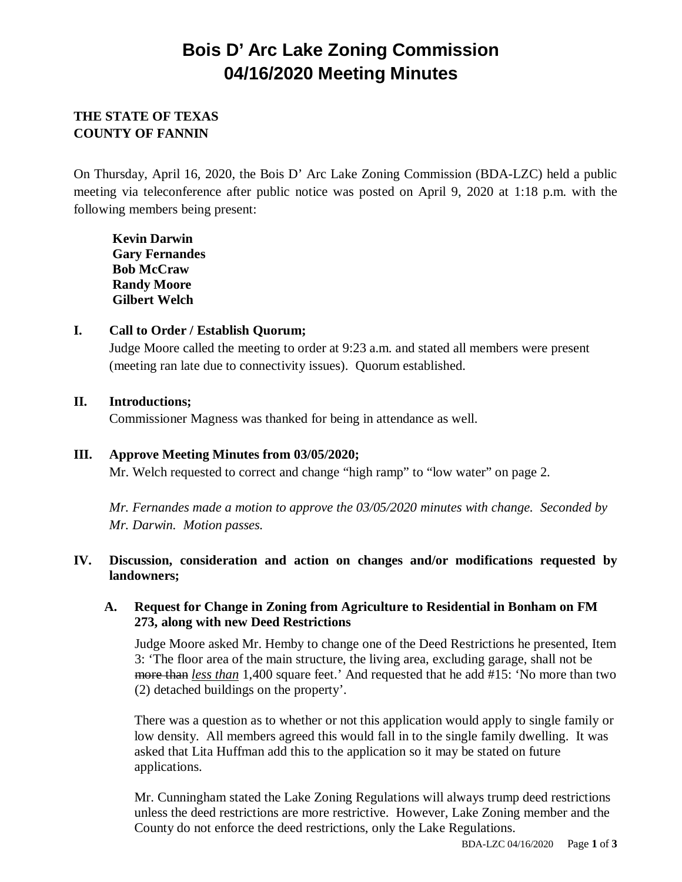# Bois D' Arc Lake Zoning Commission
# 04/16/2020 Meeting Minutes

**THE STATE OF TEXAS**
**COUNTY OF FANNIN**

On Thursday, April 16, 2020, the Bois D' Arc Lake Zoning Commission (BDA-LZC) held a public meeting via teleconference after public notice was posted on April 9, 2020 at 1:18 p.m. with the following members being present:

**Kevin Darwin**
**Gary Fernandes**
**Bob McCraw**
**Randy Moore**
**Gilbert Welch**

## I. Call to Order / Establish Quorum;

Judge Moore called the meeting to order at 9:23 a.m. and stated all members were present (meeting ran late due to connectivity issues). Quorum established.

## II. Introductions;

Commissioner Magness was thanked for being in attendance as well.

## III. Approve Meeting Minutes from 03/05/2020;

Mr. Welch requested to correct and change "high ramp" to "low water" on page 2.

*Mr. Fernandes made a motion to approve the 03/05/2020 minutes with change. Seconded by Mr. Darwin. Motion passes.*

## IV. Discussion, consideration and action on changes and/or modifications requested by landowners;

### A. Request for Change in Zoning from Agriculture to Residential in Bonham on FM 273, along with new Deed Restrictions

Judge Moore asked Mr. Hemby to change one of the Deed Restrictions he presented, Item 3: 'The floor area of the main structure, the living area, excluding garage, shall not be ~~more than~~ *<u>less than</u>* 1,400 square feet.' And requested that he add #15: 'No more than two (2) detached buildings on the property'.

There was a question as to whether or not this application would apply to single family or low density. All members agreed this would fall in to the single family dwelling. It was asked that Lita Huffman add this to the application so it may be stated on future applications.

Mr. Cunningham stated the Lake Zoning Regulations will always trump deed restrictions unless the deed restrictions are more restrictive. However, Lake Zoning member and the County do not enforce the deed restrictions, only the Lake Regulations.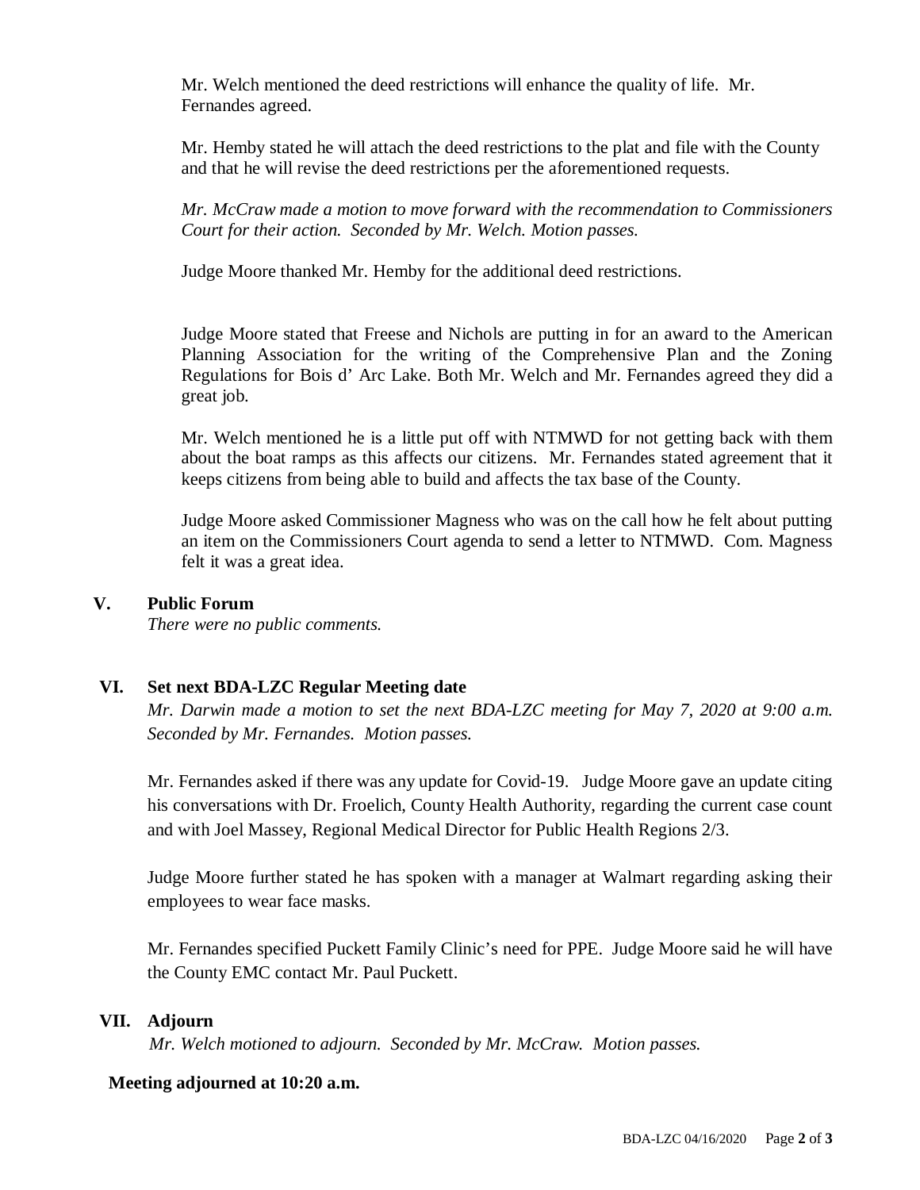Mr. Welch mentioned the deed restrictions will enhance the quality of life. Mr. Fernandes agreed.

Mr. Hemby stated he will attach the deed restrictions to the plat and file with the County and that he will revise the deed restrictions per the aforementioned requests.

*Mr. McCraw made a motion to move forward with the recommendation to Commissioners Court for their action. Seconded by Mr. Welch. Motion passes.*

Judge Moore thanked Mr. Hemby for the additional deed restrictions.

Judge Moore stated that Freese and Nichols are putting in for an award to the American Planning Association for the writing of the Comprehensive Plan and the Zoning Regulations for Bois d' Arc Lake. Both Mr. Welch and Mr. Fernandes agreed they did a great job.

Mr. Welch mentioned he is a little put off with NTMWD for not getting back with them about the boat ramps as this affects our citizens. Mr. Fernandes stated agreement that it keeps citizens from being able to build and affects the tax base of the County.

Judge Moore asked Commissioner Magness who was on the call how he felt about putting an item on the Commissioners Court agenda to send a letter to NTMWD. Com. Magness felt it was a great idea.

## V. Public Forum

*There were no public comments.*

## VI. Set next BDA-LZC Regular Meeting date

*Mr. Darwin made a motion to set the next BDA-LZC meeting for May 7, 2020 at 9:00 a.m. Seconded by Mr. Fernandes. Motion passes.*

Mr. Fernandes asked if there was any update for Covid-19. Judge Moore gave an update citing his conversations with Dr. Froelich, County Health Authority, regarding the current case count and with Joel Massey, Regional Medical Director for Public Health Regions 2/3.

Judge Moore further stated he has spoken with a manager at Walmart regarding asking their employees to wear face masks.

Mr. Fernandes specified Puckett Family Clinic's need for PPE. Judge Moore said he will have the County EMC contact Mr. Paul Puckett.

## VII. Adjourn

*Mr. Welch motioned to adjourn. Seconded by Mr. McCraw. Motion passes.*

**Meeting adjourned at 10:20 a.m.**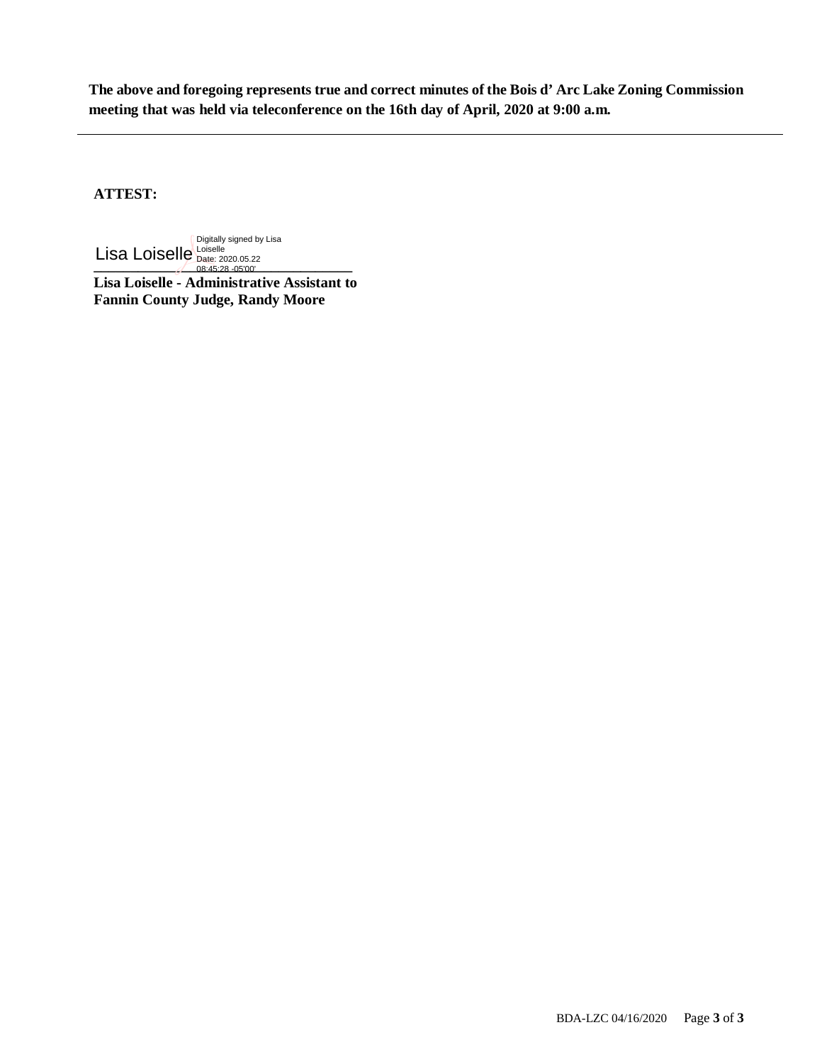**The above and foregoing represents true and correct minutes of the Bois d' Arc Lake Zoning Commission meeting that was held via teleconference on the 16th day of April, 2020 at 9:00 a.m.**

---

**ATTEST:**

Lisa Loiselle Digitally signed by Lisa Loiselle Date: 2020.05.22 08:45:28 -05'00'

**Lisa Loiselle - Administrative Assistant to Fannin County Judge, Randy Moore**